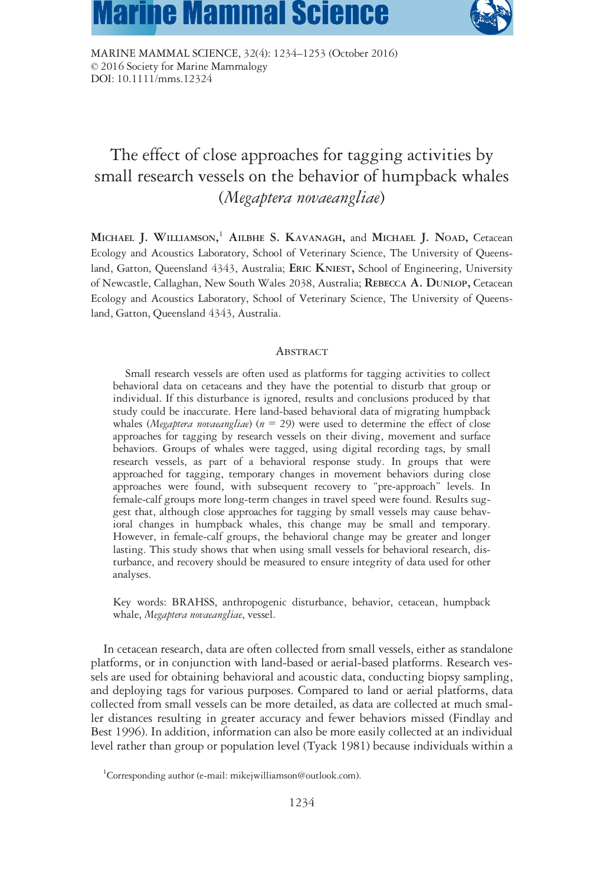MARINE MAMMAL SCIENCE, 32(4): 1234–1253 (October 2016)
© 2016 Society for Marine Mammalogy
DOI: 10.1111/mms.12324

# The effect of close approaches for tagging activities by small research vessels on the behavior of humpback whales (*Megaptera novaeangliae*)

**Michael J. Williamson,**[1] **Ailbhe S. Kavanagh,** and **Michael J. Noad,** Cetacean Ecology and Acoustics Laboratory, School of Veterinary Science, The University of Queensland, Gatton, Queensland 4343, Australia; **Eric Kniest,** School of Engineering, University of Newcastle, Callaghan, New South Wales 2038, Australia; **Rebecca A. Dunlop,** Cetacean Ecology and Acoustics Laboratory, School of Veterinary Science, The University of Queensland, Gatton, Queensland 4343, Australia.

## Abstract

Small research vessels are often used as platforms for tagging activities to collect behavioral data on cetaceans and they have the potential to disturb that group or individual. If this disturbance is ignored, results and conclusions produced by that study could be inaccurate. Here land-based behavioral data of migrating humpback whales (*Megaptera novaeangliae*) ($n$ = 29) were used to determine the effect of close approaches for tagging by research vessels on their diving, movement and surface behaviors. Groups of whales were tagged, using digital recording tags, by small research vessels, as part of a behavioral response study. In groups that were approached for tagging, temporary changes in movement behaviors during close approaches were found, with subsequent recovery to "pre-approach" levels. In female-calf groups more long-term changes in travel speed were found. Results suggest that, although close approaches for tagging by small vessels may cause behavioral changes in humpback whales, this change may be small and temporary. However, in female-calf groups, the behavioral change may be greater and longer lasting. This study shows that when using small vessels for behavioral research, disturbance, and recovery should be measured to ensure integrity of data used for other analyses.

Key words: BRAHSS, anthropogenic disturbance, behavior, cetacean, humpback whale, *Megaptera novaeangliae*, vessel.

In cetacean research, data are often collected from small vessels, either as standalone platforms, or in conjunction with land-based or aerial-based platforms. Research vessels are used for obtaining behavioral and acoustic data, conducting biopsy sampling, and deploying tags for various purposes. Compared to land or aerial platforms, data collected from small vessels can be more detailed, as data are collected at much smaller distances resulting in greater accuracy and fewer behaviors missed (Findlay and Best 1996). In addition, information can also be more easily collected at an individual level rather than group or population level (Tyack 1981) because individuals within a

[1]Corresponding author (e-mail: mikejwilliamson@outlook.com).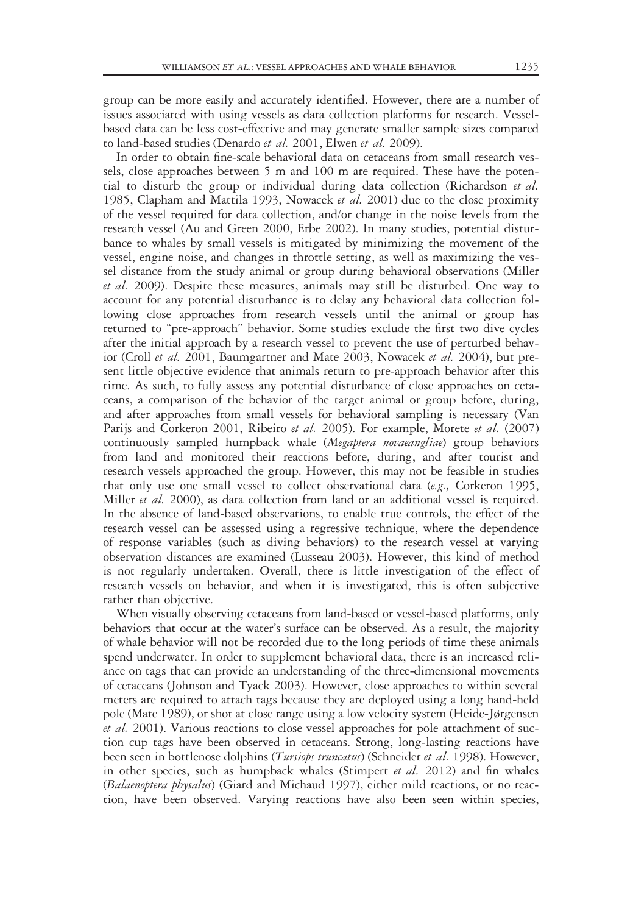group can be more easily and accurately identified. However, there are a number of issues associated with using vessels as data collection platforms for research. Vessel-based data can be less cost-effective and may generate smaller sample sizes compared to land-based studies (Denardo *et al.* 2001, Elwen *et al.* 2009).

In order to obtain fine-scale behavioral data on cetaceans from small research vessels, close approaches between 5 m and 100 m are required. These have the potential to disturb the group or individual during data collection (Richardson *et al.* 1985, Clapham and Mattila 1993, Nowacek *et al.* 2001) due to the close proximity of the vessel required for data collection, and/or change in the noise levels from the research vessel (Au and Green 2000, Erbe 2002). In many studies, potential disturbance to whales by small vessels is mitigated by minimizing the movement of the vessel, engine noise, and changes in throttle setting, as well as maximizing the vessel distance from the study animal or group during behavioral observations (Miller *et al.* 2009). Despite these measures, animals may still be disturbed. One way to account for any potential disturbance is to delay any behavioral data collection following close approaches from research vessels until the animal or group has returned to "pre-approach" behavior. Some studies exclude the first two dive cycles after the initial approach by a research vessel to prevent the use of perturbed behavior (Croll *et al.* 2001, Baumgartner and Mate 2003, Nowacek *et al.* 2004), but present little objective evidence that animals return to pre-approach behavior after this time. As such, to fully assess any potential disturbance of close approaches on cetaceans, a comparison of the behavior of the target animal or group before, during, and after approaches from small vessels for behavioral sampling is necessary (Van Parijs and Corkeron 2001, Ribeiro *et al.* 2005). For example, Morete *et al.* (2007) continuously sampled humpback whale (*Megaptera novaeangliae*) group behaviors from land and monitored their reactions before, during, and after tourist and research vessels approached the group. However, this may not be feasible in studies that only use one small vessel to collect observational data (*e.g.,* Corkeron 1995, Miller *et al.* 2000), as data collection from land or an additional vessel is required. In the absence of land-based observations, to enable true controls, the effect of the research vessel can be assessed using a regressive technique, where the dependence of response variables (such as diving behaviors) to the research vessel at varying observation distances are examined (Lusseau 2003). However, this kind of method is not regularly undertaken. Overall, there is little investigation of the effect of research vessels on behavior, and when it is investigated, this is often subjective rather than objective.

When visually observing cetaceans from land-based or vessel-based platforms, only behaviors that occur at the water's surface can be observed. As a result, the majority of whale behavior will not be recorded due to the long periods of time these animals spend underwater. In order to supplement behavioral data, there is an increased reliance on tags that can provide an understanding of the three-dimensional movements of cetaceans (Johnson and Tyack 2003). However, close approaches to within several meters are required to attach tags because they are deployed using a long hand-held pole (Mate 1989), or shot at close range using a low velocity system (Heide-Jørgensen *et al.* 2001). Various reactions to close vessel approaches for pole attachment of suction cup tags have been observed in cetaceans. Strong, long-lasting reactions have been seen in bottlenose dolphins (*Tursiops truncatus*) (Schneider *et al.* 1998). However, in other species, such as humpback whales (Stimpert *et al.* 2012) and fin whales (*Balaenoptera physalus*) (Giard and Michaud 1997), either mild reactions, or no reaction, have been observed. Varying reactions have also been seen within species,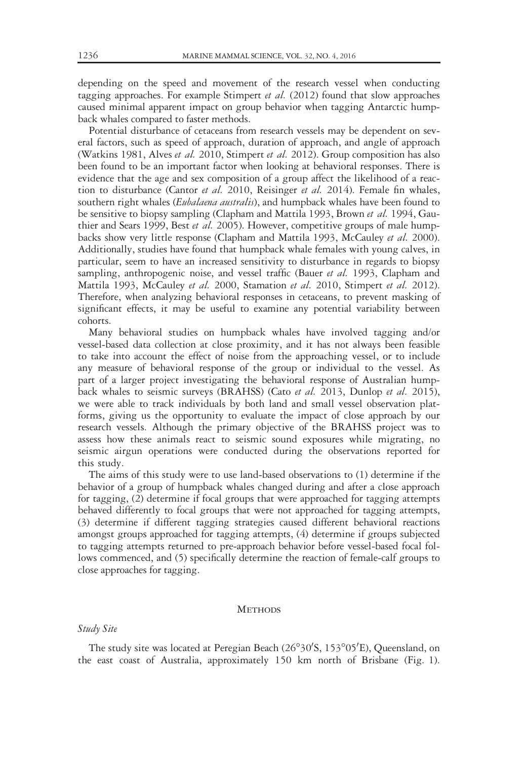depending on the speed and movement of the research vessel when conducting tagging approaches. For example Stimpert *et al.* (2012) found that slow approaches caused minimal apparent impact on group behavior when tagging Antarctic humpback whales compared to faster methods.

Potential disturbance of cetaceans from research vessels may be dependent on several factors, such as speed of approach, duration of approach, and angle of approach (Watkins 1981, Alves *et al.* 2010, Stimpert *et al.* 2012). Group composition has also been found to be an important factor when looking at behavioral responses. There is evidence that the age and sex composition of a group affect the likelihood of a reaction to disturbance (Cantor *et al.* 2010, Reisinger *et al.* 2014). Female fin whales, southern right whales (*Eubalaena australis*), and humpback whales have been found to be sensitive to biopsy sampling (Clapham and Mattila 1993, Brown *et al.* 1994, Gauthier and Sears 1999, Best *et al.* 2005). However, competitive groups of male humpbacks show very little response (Clapham and Mattila 1993, McCauley *et al.* 2000). Additionally, studies have found that humpback whale females with young calves, in particular, seem to have an increased sensitivity to disturbance in regards to biopsy sampling, anthropogenic noise, and vessel traffic (Bauer *et al.* 1993, Clapham and Mattila 1993, McCauley *et al.* 2000, Stamation *et al.* 2010, Stimpert *et al.* 2012). Therefore, when analyzing behavioral responses in cetaceans, to prevent masking of significant effects, it may be useful to examine any potential variability between cohorts.

Many behavioral studies on humpback whales have involved tagging and/or vessel-based data collection at close proximity, and it has not always been feasible to take into account the effect of noise from the approaching vessel, or to include any measure of behavioral response of the group or individual to the vessel. As part of a larger project investigating the behavioral response of Australian humpback whales to seismic surveys (BRAHSS) (Cato *et al.* 2013, Dunlop *et al.* 2015), we were able to track individuals by both land and small vessel observation platforms, giving us the opportunity to evaluate the impact of close approach by our research vessels. Although the primary objective of the BRAHSS project was to assess how these animals react to seismic sound exposures while migrating, no seismic airgun operations were conducted during the observations reported for this study.

The aims of this study were to use land-based observations to (1) determine if the behavior of a group of humpback whales changed during and after a close approach for tagging, (2) determine if focal groups that were approached for tagging attempts behaved differently to focal groups that were not approached for tagging attempts, (3) determine if different tagging strategies caused different behavioral reactions amongst groups approached for tagging attempts, (4) determine if groups subjected to tagging attempts returned to pre-approach behavior before vessel-based focal follows commenced, and (5) specifically determine the reaction of female-calf groups to close approaches for tagging.

## Methods

### *Study Site*

The study site was located at Peregian Beach (26°30′S, 153°05′E), Queensland, on the east coast of Australia, approximately 150 km north of Brisbane (Fig. 1).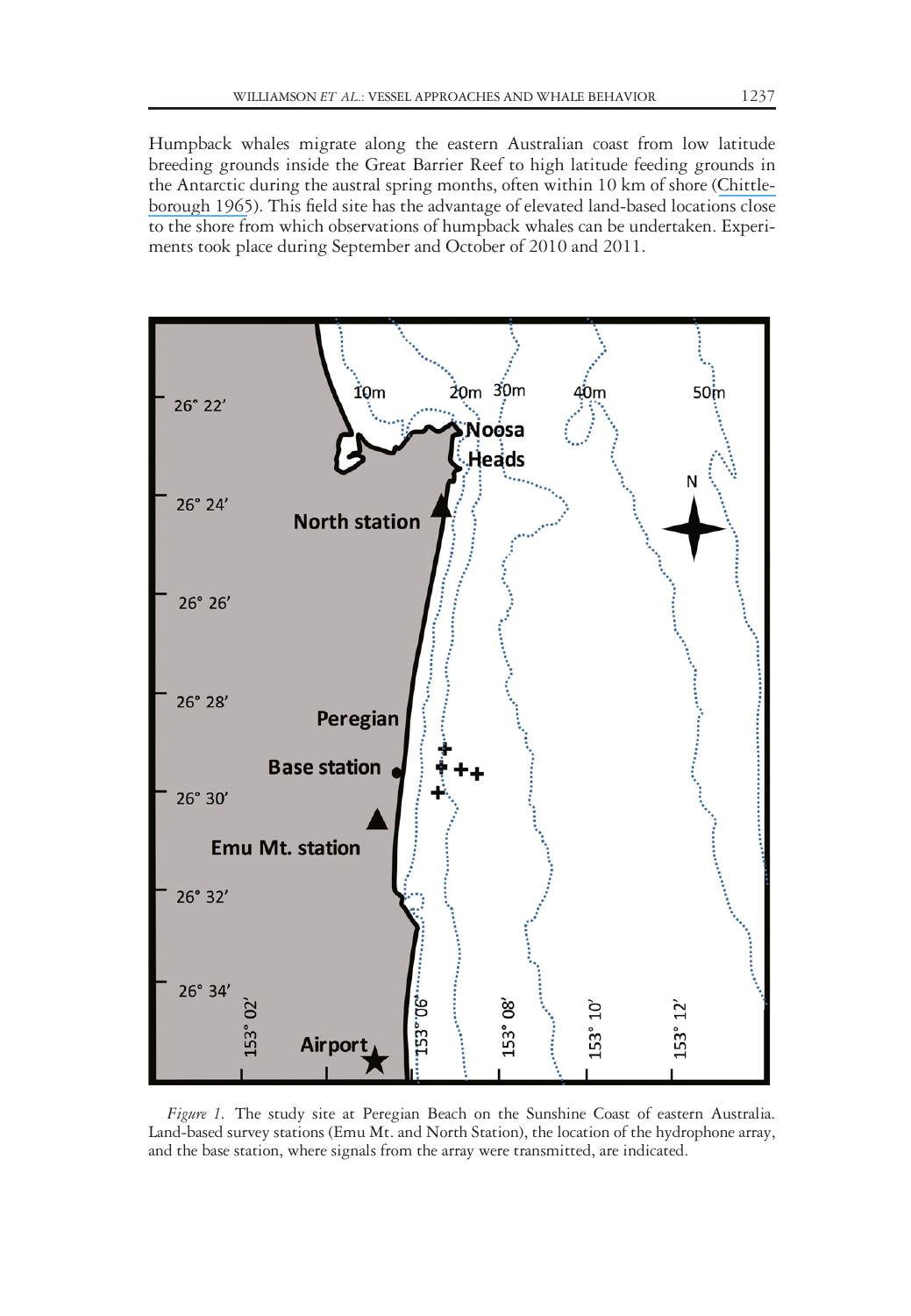Humpback whales migrate along the eastern Australian coast from low latitude breeding grounds inside the Great Barrier Reef to high latitude feeding grounds in the Antarctic during the austral spring months, often within 10 km of shore (Chittleborough 1965). This field site has the advantage of elevated land-based locations close to the shore from which observations of humpback whales can be undertaken. Experiments took place during September and October of 2010 and 2011.

*Figure 1.* The study site at Peregian Beach on the Sunshine Coast of eastern Australia. Land-based survey stations (Emu Mt. and North Station), the location of the hydrophone array, and the base station, where signals from the array were transmitted, are indicated.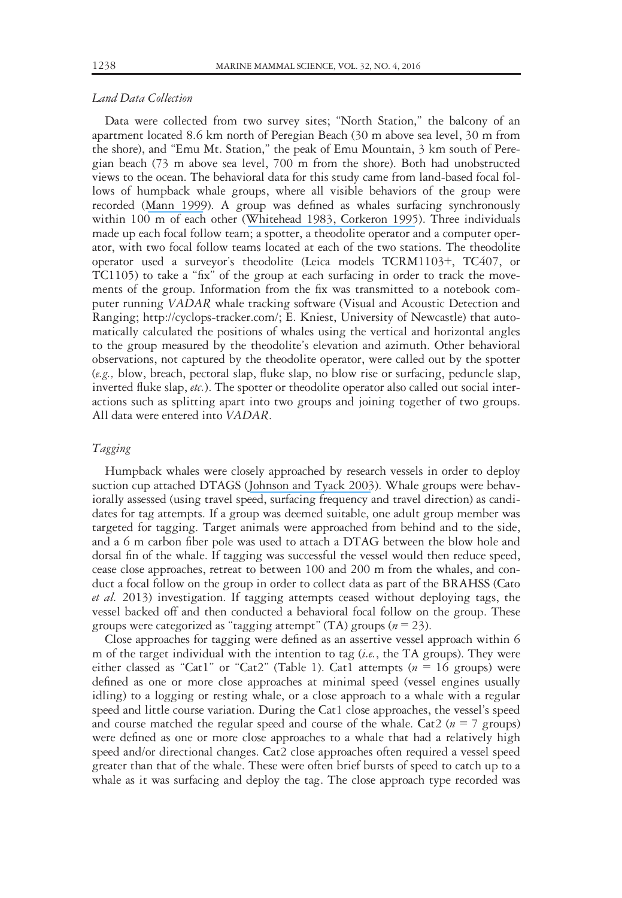### *Land Data Collection*

Data were collected from two survey sites; "North Station," the balcony of an apartment located 8.6 km north of Peregian Beach (30 m above sea level, 30 m from the shore), and "Emu Mt. Station," the peak of Emu Mountain, 3 km south of Peregian beach (73 m above sea level, 700 m from the shore). Both had unobstructed views to the ocean. The behavioral data for this study came from land-based focal follows of humpback whale groups, where all visible behaviors of the group were recorded (Mann 1999). A group was defined as whales surfacing synchronously within 100 m of each other (Whitehead 1983, Corkeron 1995). Three individuals made up each focal follow team; a spotter, a theodolite operator and a computer operator, with two focal follow teams located at each of the two stations. The theodolite operator used a surveyor's theodolite (Leica models TCRM1103+, TC407, or TC1105) to take a "fix" of the group at each surfacing in order to track the movements of the group. Information from the fix was transmitted to a notebook computer running *VADAR* whale tracking software (Visual and Acoustic Detection and Ranging; http://cyclops-tracker.com/; E. Kniest, University of Newcastle) that automatically calculated the positions of whales using the vertical and horizontal angles to the group measured by the theodolite's elevation and azimuth. Other behavioral observations, not captured by the theodolite operator, were called out by the spotter (*e.g.,* blow, breach, pectoral slap, fluke slap, no blow rise or surfacing, peduncle slap, inverted fluke slap, *etc.*). The spotter or theodolite operator also called out social interactions such as splitting apart into two groups and joining together of two groups. All data were entered into *VADAR*.

### *Tagging*

Humpback whales were closely approached by research vessels in order to deploy suction cup attached DTAGS (Johnson and Tyack 2003). Whale groups were behaviorally assessed (using travel speed, surfacing frequency and travel direction) as candidates for tag attempts. If a group was deemed suitable, one adult group member was targeted for tagging. Target animals were approached from behind and to the side, and a 6 m carbon fiber pole was used to attach a DTAG between the blow hole and dorsal fin of the whale. If tagging was successful the vessel would then reduce speed, cease close approaches, retreat to between 100 and 200 m from the whales, and conduct a focal follow on the group in order to collect data as part of the BRAHSS (Cato *et al.* 2013) investigation. If tagging attempts ceased without deploying tags, the vessel backed off and then conducted a behavioral focal follow on the group. These groups were categorized as "tagging attempt" (TA) groups ($n = 23$).

Close approaches for tagging were defined as an assertive vessel approach within 6 m of the target individual with the intention to tag (*i.e.*, the TA groups). They were either classed as "Cat1" or "Cat2" (Table 1). Cat1 attempts ($n = 16$ groups) were defined as one or more close approaches at minimal speed (vessel engines usually idling) to a logging or resting whale, or a close approach to a whale with a regular speed and little course variation. During the Cat1 close approaches, the vessel's speed and course matched the regular speed and course of the whale. Cat2 ($n = 7$ groups) were defined as one or more close approaches to a whale that had a relatively high speed and/or directional changes. Cat2 close approaches often required a vessel speed greater than that of the whale. These were often brief bursts of speed to catch up to a whale as it was surfacing and deploy the tag. The close approach type recorded was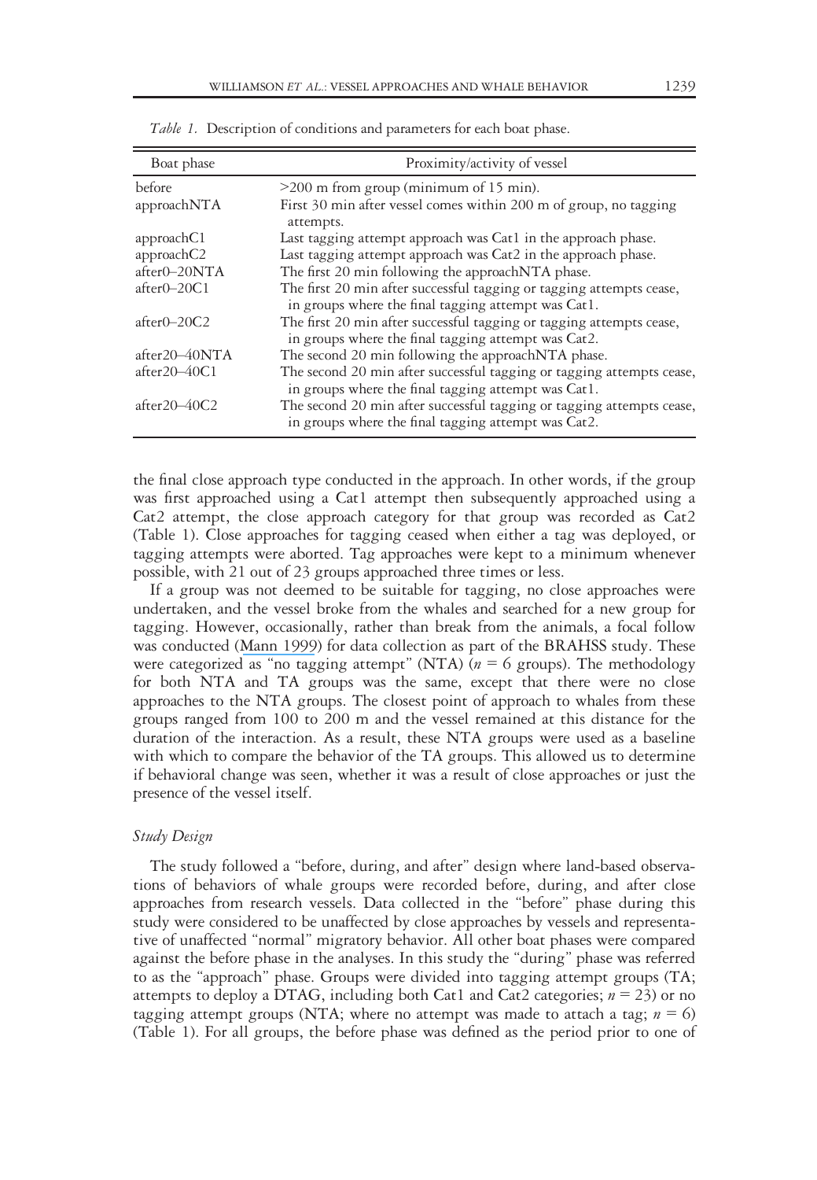*Table 1.* Description of conditions and parameters for each boat phase.

| Boat phase | Proximity/activity of vessel |
|---|---|
| before | >200 m from group (minimum of 15 min). |
| approachNTA | First 30 min after vessel comes within 200 m of group, no tagging attempts. |
| approachC1 | Last tagging attempt approach was Cat1 in the approach phase. |
| approachC2 | Last tagging attempt approach was Cat2 in the approach phase. |
| after0–20NTA | The first 20 min following the approachNTA phase. |
| after0–20C1 | The first 20 min after successful tagging or tagging attempts cease, in groups where the final tagging attempt was Cat1. |
| after0–20C2 | The first 20 min after successful tagging or tagging attempts cease, in groups where the final tagging attempt was Cat2. |
| after20–40NTA | The second 20 min following the approachNTA phase. |
| after20–40C1 | The second 20 min after successful tagging or tagging attempts cease, in groups where the final tagging attempt was Cat1. |
| after20–40C2 | The second 20 min after successful tagging or tagging attempts cease, in groups where the final tagging attempt was Cat2. |

the final close approach type conducted in the approach. In other words, if the group was first approached using a Cat1 attempt then subsequently approached using a Cat2 attempt, the close approach category for that group was recorded as Cat2 (Table 1). Close approaches for tagging ceased when either a tag was deployed, or tagging attempts were aborted. Tag approaches were kept to a minimum whenever possible, with 21 out of 23 groups approached three times or less.

If a group was not deemed to be suitable for tagging, no close approaches were undertaken, and the vessel broke from the whales and searched for a new group for tagging. However, occasionally, rather than break from the animals, a focal follow was conducted (Mann 1999) for data collection as part of the BRAHSS study. These were categorized as "no tagging attempt" (NTA) ($n = 6$ groups). The methodology for both NTA and TA groups was the same, except that there were no close approaches to the NTA groups. The closest point of approach to whales from these groups ranged from 100 to 200 m and the vessel remained at this distance for the duration of the interaction. As a result, these NTA groups were used as a baseline with which to compare the behavior of the TA groups. This allowed us to determine if behavioral change was seen, whether it was a result of close approaches or just the presence of the vessel itself.

### *Study Design*

The study followed a "before, during, and after" design where land-based observations of behaviors of whale groups were recorded before, during, and after close approaches from research vessels. Data collected in the "before" phase during this study were considered to be unaffected by close approaches by vessels and representative of unaffected "normal" migratory behavior. All other boat phases were compared against the before phase in the analyses. In this study the "during" phase was referred to as the "approach" phase. Groups were divided into tagging attempt groups (TA; attempts to deploy a DTAG, including both Cat1 and Cat2 categories; $n = 23$) or no tagging attempt groups (NTA; where no attempt was made to attach a tag; $n = 6$) (Table 1). For all groups, the before phase was defined as the period prior to one of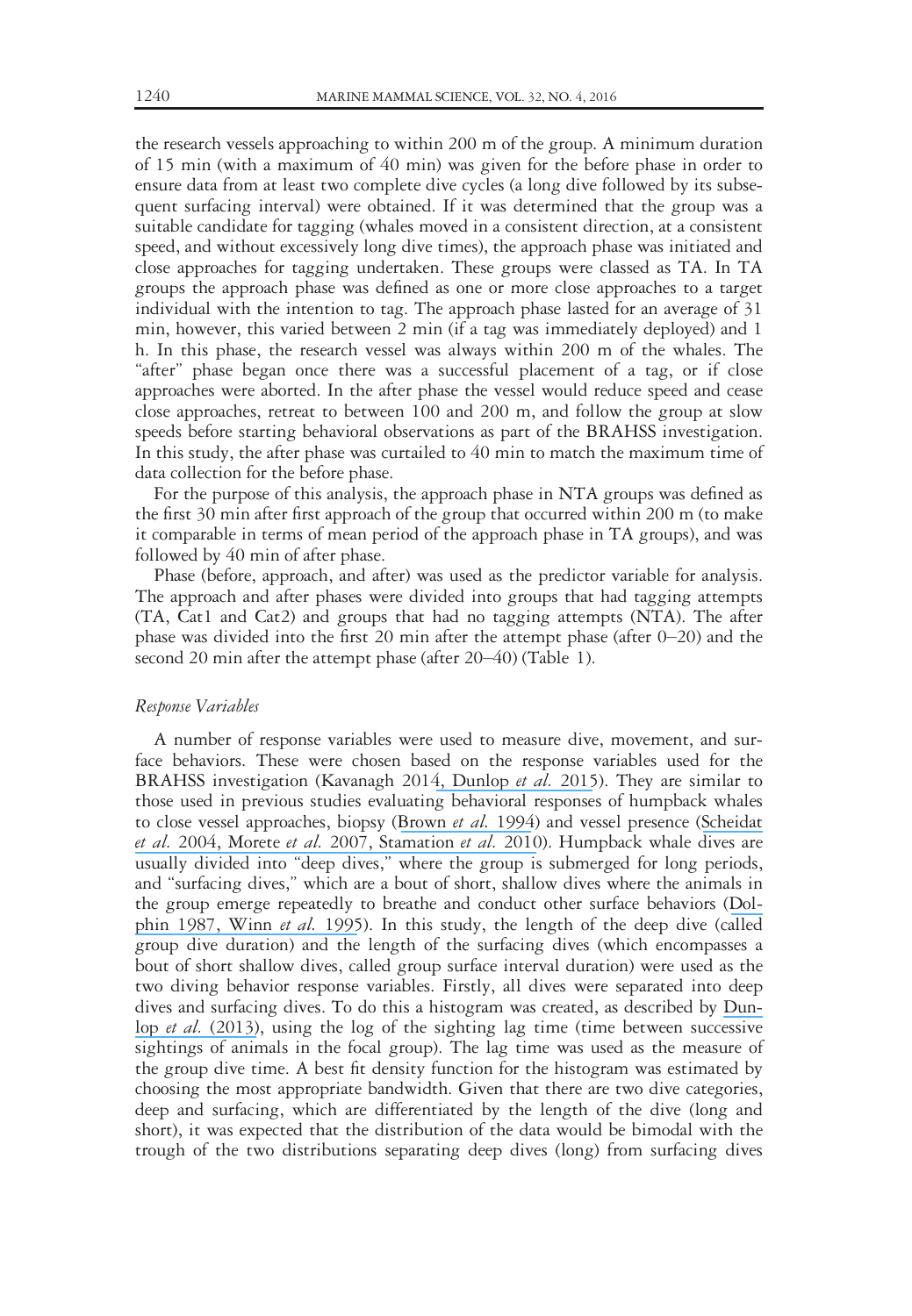the research vessels approaching to within 200 m of the group. A minimum duration of 15 min (with a maximum of 40 min) was given for the before phase in order to ensure data from at least two complete dive cycles (a long dive followed by its subsequent surfacing interval) were obtained. If it was determined that the group was a suitable candidate for tagging (whales moved in a consistent direction, at a consistent speed, and without excessively long dive times), the approach phase was initiated and close approaches for tagging undertaken. These groups were classed as TA. In TA groups the approach phase was defined as one or more close approaches to a target individual with the intention to tag. The approach phase lasted for an average of 31 min, however, this varied between 2 min (if a tag was immediately deployed) and 1 h. In this phase, the research vessel was always within 200 m of the whales. The "after" phase began once there was a successful placement of a tag, or if close approaches were aborted. In the after phase the vessel would reduce speed and cease close approaches, retreat to between 100 and 200 m, and follow the group at slow speeds before starting behavioral observations as part of the BRAHSS investigation. In this study, the after phase was curtailed to 40 min to match the maximum time of data collection for the before phase.

For the purpose of this analysis, the approach phase in NTA groups was defined as the first 30 min after first approach of the group that occurred within 200 m (to make it comparable in terms of mean period of the approach phase in TA groups), and was followed by 40 min of after phase.

Phase (before, approach, and after) was used as the predictor variable for analysis. The approach and after phases were divided into groups that had tagging attempts (TA, Cat1 and Cat2) and groups that had no tagging attempts (NTA). The after phase was divided into the first 20 min after the attempt phase (after 0–20) and the second 20 min after the attempt phase (after 20–40) (Table 1).

### *Response Variables*

A number of response variables were used to measure dive, movement, and surface behaviors. These were chosen based on the response variables used for the BRAHSS investigation (Kavanagh 2014, Dunlop *et al.* 2015). They are similar to those used in previous studies evaluating behavioral responses of humpback whales to close vessel approaches, biopsy (Brown *et al.* 1994) and vessel presence (Scheidat *et al.* 2004, Morete *et al.* 2007, Stamation *et al.* 2010). Humpback whale dives are usually divided into "deep dives," where the group is submerged for long periods, and "surfacing dives," which are a bout of short, shallow dives where the animals in the group emerge repeatedly to breathe and conduct other surface behaviors (Dolphin 1987, Winn *et al.* 1995). In this study, the length of the deep dive (called group dive duration) and the length of the surfacing dives (which encompasses a bout of short shallow dives, called group surface interval duration) were used as the two diving behavior response variables. Firstly, all dives were separated into deep dives and surfacing dives. To do this a histogram was created, as described by Dunlop *et al.* (2013), using the log of the sighting lag time (time between successive sightings of animals in the focal group). The lag time was used as the measure of the group dive time. A best fit density function for the histogram was estimated by choosing the most appropriate bandwidth. Given that there are two dive categories, deep and surfacing, which are differentiated by the length of the dive (long and short), it was expected that the distribution of the data would be bimodal with the trough of the two distributions separating deep dives (long) from surfacing dives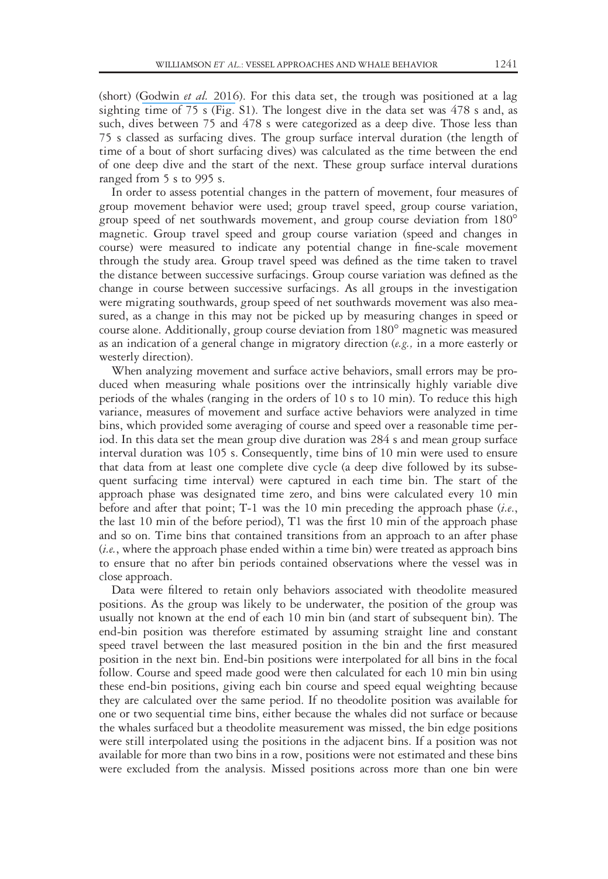(short) (Godwin *et al.* 2016). For this data set, the trough was positioned at a lag sighting time of 75 s (Fig. S1). The longest dive in the data set was 478 s and, as such, dives between 75 and 478 s were categorized as a deep dive. Those less than 75 s classed as surfacing dives. The group surface interval duration (the length of time of a bout of short surfacing dives) was calculated as the time between the end of one deep dive and the start of the next. These group surface interval durations ranged from 5 s to 995 s.

In order to assess potential changes in the pattern of movement, four measures of group movement behavior were used; group travel speed, group course variation, group speed of net southwards movement, and group course deviation from 180° magnetic. Group travel speed and group course variation (speed and changes in course) were measured to indicate any potential change in fine-scale movement through the study area. Group travel speed was defined as the time taken to travel the distance between successive surfacings. Group course variation was defined as the change in course between successive surfacings. As all groups in the investigation were migrating southwards, group speed of net southwards movement was also measured, as a change in this may not be picked up by measuring changes in speed or course alone. Additionally, group course deviation from 180° magnetic was measured as an indication of a general change in migratory direction (*e.g.,* in a more easterly or westerly direction).

When analyzing movement and surface active behaviors, small errors may be produced when measuring whale positions over the intrinsically highly variable dive periods of the whales (ranging in the orders of 10 s to 10 min). To reduce this high variance, measures of movement and surface active behaviors were analyzed in time bins, which provided some averaging of course and speed over a reasonable time period. In this data set the mean group dive duration was 284 s and mean group surface interval duration was 105 s. Consequently, time bins of 10 min were used to ensure that data from at least one complete dive cycle (a deep dive followed by its subsequent surfacing time interval) were captured in each time bin. The start of the approach phase was designated time zero, and bins were calculated every 10 min before and after that point; T-1 was the 10 min preceding the approach phase (*i.e*., the last 10 min of the before period), T1 was the first 10 min of the approach phase and so on. Time bins that contained transitions from an approach to an after phase (*i.e.*, where the approach phase ended within a time bin) were treated as approach bins to ensure that no after bin periods contained observations where the vessel was in close approach.

Data were filtered to retain only behaviors associated with theodolite measured positions. As the group was likely to be underwater, the position of the group was usually not known at the end of each 10 min bin (and start of subsequent bin). The end-bin position was therefore estimated by assuming straight line and constant speed travel between the last measured position in the bin and the first measured position in the next bin. End-bin positions were interpolated for all bins in the focal follow. Course and speed made good were then calculated for each 10 min bin using these end-bin positions, giving each bin course and speed equal weighting because they are calculated over the same period. If no theodolite position was available for one or two sequential time bins, either because the whales did not surface or because the whales surfaced but a theodolite measurement was missed, the bin edge positions were still interpolated using the positions in the adjacent bins. If a position was not available for more than two bins in a row, positions were not estimated and these bins were excluded from the analysis. Missed positions across more than one bin were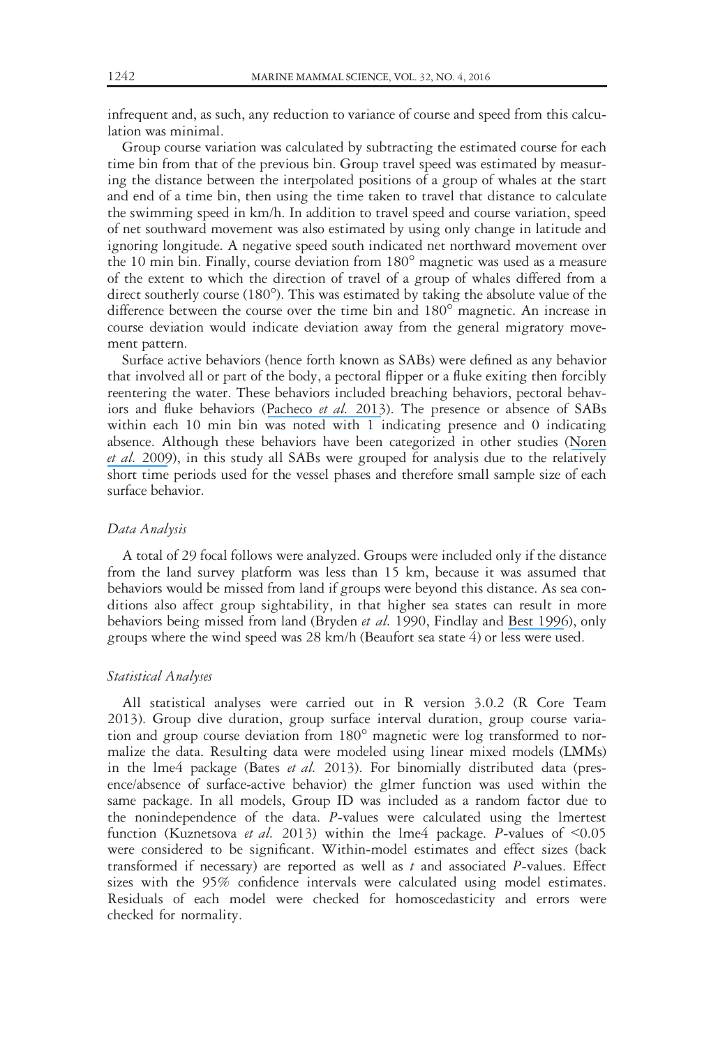infrequent and, as such, any reduction to variance of course and speed from this calculation was minimal.

Group course variation was calculated by subtracting the estimated course for each time bin from that of the previous bin. Group travel speed was estimated by measuring the distance between the interpolated positions of a group of whales at the start and end of a time bin, then using the time taken to travel that distance to calculate the swimming speed in km/h. In addition to travel speed and course variation, speed of net southward movement was also estimated by using only change in latitude and ignoring longitude. A negative speed south indicated net northward movement over the 10 min bin. Finally, course deviation from 180° magnetic was used as a measure of the extent to which the direction of travel of a group of whales differed from a direct southerly course (180°). This was estimated by taking the absolute value of the difference between the course over the time bin and 180° magnetic. An increase in course deviation would indicate deviation away from the general migratory movement pattern.

Surface active behaviors (hence forth known as SABs) were defined as any behavior that involved all or part of the body, a pectoral flipper or a fluke exiting then forcibly reentering the water. These behaviors included breaching behaviors, pectoral behaviors and fluke behaviors (Pacheco *et al.* 2013). The presence or absence of SABs within each 10 min bin was noted with 1 indicating presence and 0 indicating absence. Although these behaviors have been categorized in other studies (Noren *et al.* 2009), in this study all SABs were grouped for analysis due to the relatively short time periods used for the vessel phases and therefore small sample size of each surface behavior.

### *Data Analysis*

A total of 29 focal follows were analyzed. Groups were included only if the distance from the land survey platform was less than 15 km, because it was assumed that behaviors would be missed from land if groups were beyond this distance. As sea conditions also affect group sightability, in that higher sea states can result in more behaviors being missed from land (Bryden *et al.* 1990, Findlay and Best 1996), only groups where the wind speed was 28 km/h (Beaufort sea state 4) or less were used.

### *Statistical Analyses*

All statistical analyses were carried out in R version 3.0.2 (R Core Team 2013). Group dive duration, group surface interval duration, group course variation and group course deviation from 180° magnetic were log transformed to normalize the data. Resulting data were modeled using linear mixed models (LMMs) in the lme4 package (Bates *et al.* 2013). For binomially distributed data (presence/absence of surface-active behavior) the glmer function was used within the same package. In all models, Group ID was included as a random factor due to the nonindependence of the data. *P*-values were calculated using the lmertest function (Kuznetsova *et al.* 2013) within the lme4 package. *P*-values of $<0.05$ were considered to be significant. Within-model estimates and effect sizes (back transformed if necessary) are reported as well as $t$ and associated *P*-values. Effect sizes with the 95% confidence intervals were calculated using model estimates. Residuals of each model were checked for homoscedasticity and errors were checked for normality.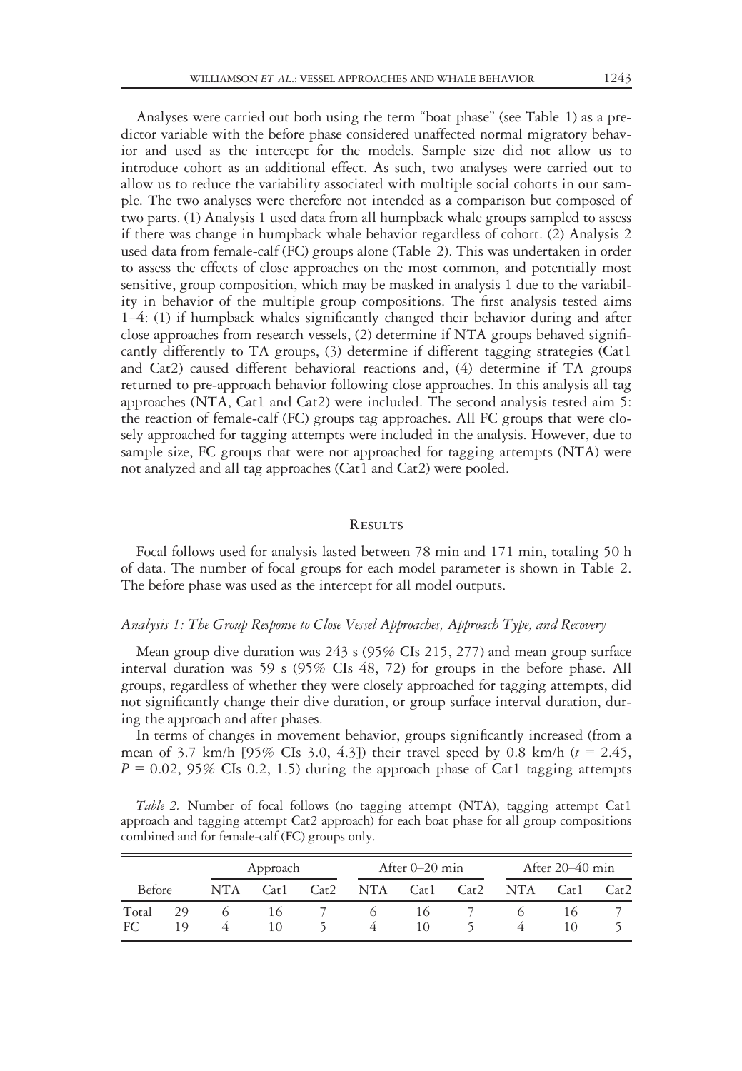Analyses were carried out both using the term "boat phase" (see Table 1) as a predictor variable with the before phase considered unaffected normal migratory behavior and used as the intercept for the models. Sample size did not allow us to introduce cohort as an additional effect. As such, two analyses were carried out to allow us to reduce the variability associated with multiple social cohorts in our sample. The two analyses were therefore not intended as a comparison but composed of two parts. (1) Analysis 1 used data from all humpback whale groups sampled to assess if there was change in humpback whale behavior regardless of cohort. (2) Analysis 2 used data from female-calf (FC) groups alone (Table 2). This was undertaken in order to assess the effects of close approaches on the most common, and potentially most sensitive, group composition, which may be masked in analysis 1 due to the variability in behavior of the multiple group compositions. The first analysis tested aims 1–4: (1) if humpback whales significantly changed their behavior during and after close approaches from research vessels, (2) determine if NTA groups behaved significantly differently to TA groups, (3) determine if different tagging strategies (Cat1 and Cat2) caused different behavioral reactions and, (4) determine if TA groups returned to pre-approach behavior following close approaches. In this analysis all tag approaches (NTA, Cat1 and Cat2) were included. The second analysis tested aim 5: the reaction of female-calf (FC) groups tag approaches. All FC groups that were closely approached for tagging attempts were included in the analysis. However, due to sample size, FC groups that were not approached for tagging attempts (NTA) were not analyzed and all tag approaches (Cat1 and Cat2) were pooled.

## Results

Focal follows used for analysis lasted between 78 min and 171 min, totaling 50 h of data. The number of focal groups for each model parameter is shown in Table 2. The before phase was used as the intercept for all model outputs.

### *Analysis 1: The Group Response to Close Vessel Approaches, Approach Type, and Recovery*

Mean group dive duration was 243 s (95% CIs 215, 277) and mean group surface interval duration was 59 s (95% CIs 48, 72) for groups in the before phase. All groups, regardless of whether they were closely approached for tagging attempts, did not significantly change their dive duration, or group surface interval duration, during the approach and after phases.

In terms of changes in movement behavior, groups significantly increased (from a mean of 3.7 km/h [95% CIs 3.0, 4.3]) their travel speed by 0.8 km/h ($t$ = 2.45, $P$ = 0.02, 95% CIs 0.2, 1.5) during the approach phase of Cat1 tagging attempts

*Table 2.* Number of focal follows (no tagging attempt (NTA), tagging attempt Cat1 approach and tagging attempt Cat2 approach) for each boat phase for all group compositions combined and for female-calf (FC) groups only.

| | Before | Approach | | | After 0–20 min | | | After 20–40 min | | |
|---|---|---|---|---|---|---|---|---|---|---|
| | | NTA | Cat1 | Cat2 | NTA | Cat1 | Cat2 | NTA | Cat1 | Cat2 |
| Total | 29 | 6 | 16 | 7 | 6 | 16 | 7 | 6 | 16 | 7 |
| FC | 19 | 4 | 10 | 5 | 4 | 10 | 5 | 4 | 10 | 5 |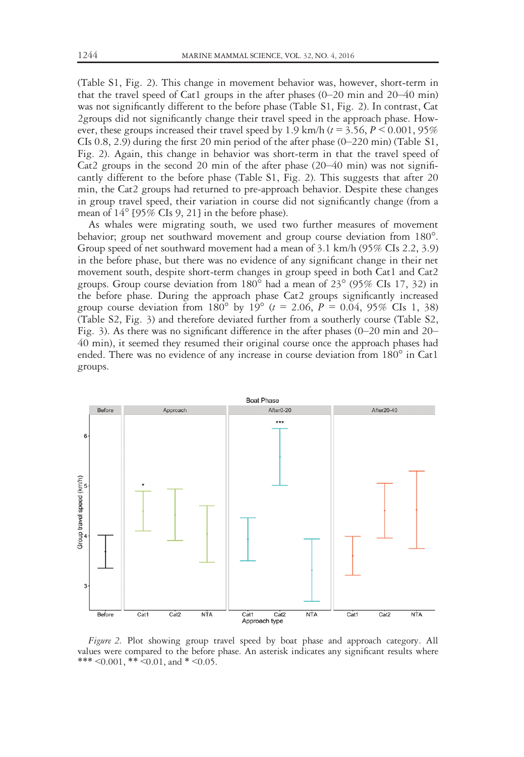(Table S1, Fig. 2). This change in movement behavior was, however, short-term in that the travel speed of Cat1 groups in the after phases (0–20 min and 20–40 min) was not significantly different to the before phase (Table S1, Fig. 2). In contrast, Cat 2groups did not significantly change their travel speed in the approach phase. However, these groups increased their travel speed by 1.9 km/h ($t$ = 3.56, $P$ < 0.001, 95% CIs 0.8, 2.9) during the first 20 min period of the after phase (0–220 min) (Table S1, Fig. 2). Again, this change in behavior was short-term in that the travel speed of Cat2 groups in the second 20 min of the after phase (20–40 min) was not significantly different to the before phase (Table S1, Fig. 2). This suggests that after 20 min, the Cat2 groups had returned to pre-approach behavior. Despite these changes in group travel speed, their variation in course did not significantly change (from a mean of 14° [95% CIs 9, 21] in the before phase).

As whales were migrating south, we used two further measures of movement behavior; group net southward movement and group course deviation from 180°. Group speed of net southward movement had a mean of 3.1 km/h (95% CIs 2.2, 3.9) in the before phase, but there was no evidence of any significant change in their net movement south, despite short-term changes in group speed in both Cat1 and Cat2 groups. Group course deviation from 180° had a mean of 23° (95% CIs 17, 32) in the before phase. During the approach phase Cat2 groups significantly increased group course deviation from 180° by 19° ($t$ = 2.06, $P$ = 0.04, 95% CIs 1, 38) (Table S2, Fig. 3) and therefore deviated further from a southerly course (Table S2, Fig. 3). As there was no significant difference in the after phases (0–20 min and 20–40 min), it seemed they resumed their original course once the approach phases had ended. There was no evidence of any increase in course deviation from 180° in Cat1 groups.

*Figure 2.* Plot showing group travel speed by boat phase and approach category. All values were compared to the before phase. An asterisk indicates any significant results where *** <0.001, ** <0.01, and * <0.05.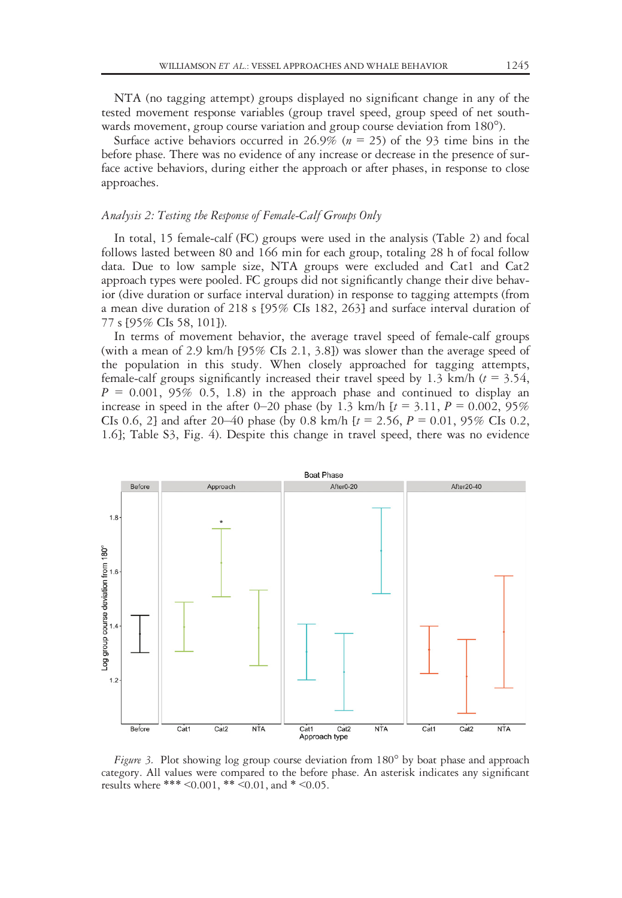NTA (no tagging attempt) groups displayed no significant change in any of the tested movement response variables (group travel speed, group speed of net southwards movement, group course variation and group course deviation from 180°).

Surface active behaviors occurred in 26.9% ($n$ = 25) of the 93 time bins in the before phase. There was no evidence of any increase or decrease in the presence of surface active behaviors, during either the approach or after phases, in response to close approaches.

### *Analysis 2: Testing the Response of Female-Calf Groups Only*

In total, 15 female-calf (FC) groups were used in the analysis (Table 2) and focal follows lasted between 80 and 166 min for each group, totaling 28 h of focal follow data. Due to low sample size, NTA groups were excluded and Cat1 and Cat2 approach types were pooled. FC groups did not significantly change their dive behavior (dive duration or surface interval duration) in response to tagging attempts (from a mean dive duration of 218 s [95% CIs 182, 263] and surface interval duration of 77 s [95% CIs 58, 101]).

In terms of movement behavior, the average travel speed of female-calf groups (with a mean of 2.9 km/h [95% CIs 2.1, 3.8]) was slower than the average speed of the population in this study. When closely approached for tagging attempts, female-calf groups significantly increased their travel speed by 1.3 km/h ($t$ = 3.54, $P$ = 0.001, 95% 0.5, 1.8) in the approach phase and continued to display an increase in speed in the after 0–20 phase (by 1.3 km/h [$t$ = 3.11, $P$ = 0.002, 95% CIs 0.6, 2] and after 20–40 phase (by 0.8 km/h [$t$ = 2.56, $P$ = 0.01, 95% CIs 0.2, 1.6]; Table S3, Fig. 4). Despite this change in travel speed, there was no evidence

*Figure 3.* Plot showing log group course deviation from 180° by boat phase and approach category. All values were compared to the before phase. An asterisk indicates any significant results where *** <0.001, ** <0.01, and * <0.05.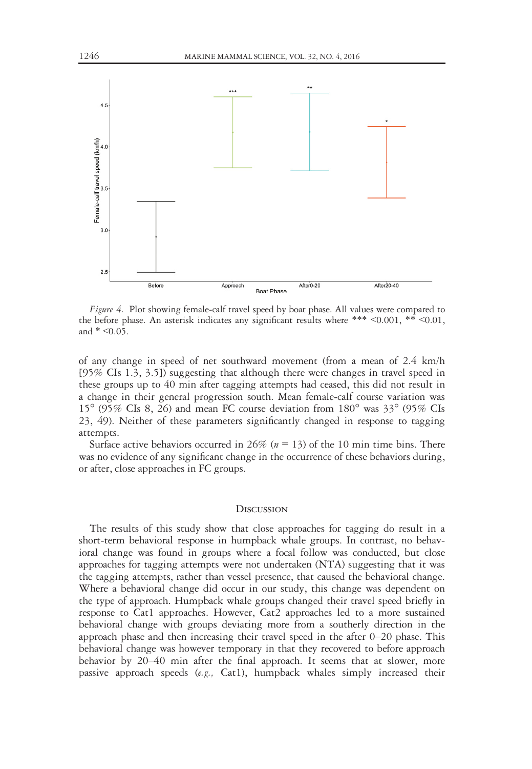*Figure 4.* Plot showing female-calf travel speed by boat phase. All values were compared to the before phase. An asterisk indicates any significant results where *** <0.001, ** <0.01, and * <0.05.

of any change in speed of net southward movement (from a mean of 2.4 km/h [95% CIs 1.3, 3.5]) suggesting that although there were changes in travel speed in these groups up to 40 min after tagging attempts had ceased, this did not result in a change in their general progression south. Mean female-calf course variation was 15° (95% CIs 8, 26) and mean FC course deviation from 180° was 33° (95% CIs 23, 49). Neither of these parameters significantly changed in response to tagging attempts.

Surface active behaviors occurred in 26% ($n$ = 13) of the 10 min time bins. There was no evidence of any significant change in the occurrence of these behaviors during, or after, close approaches in FC groups.

## Discussion

The results of this study show that close approaches for tagging do result in a short-term behavioral response in humpback whale groups. In contrast, no behavioral change was found in groups where a focal follow was conducted, but close approaches for tagging attempts were not undertaken (NTA) suggesting that it was the tagging attempts, rather than vessel presence, that caused the behavioral change. Where a behavioral change did occur in our study, this change was dependent on the type of approach. Humpback whale groups changed their travel speed briefly in response to Cat1 approaches. However, Cat2 approaches led to a more sustained behavioral change with groups deviating more from a southerly direction in the approach phase and then increasing their travel speed in the after 0–20 phase. This behavioral change was however temporary in that they recovered to before approach behavior by 20–40 min after the final approach. It seems that at slower, more passive approach speeds (*e.g.,* Cat1), humpback whales simply increased their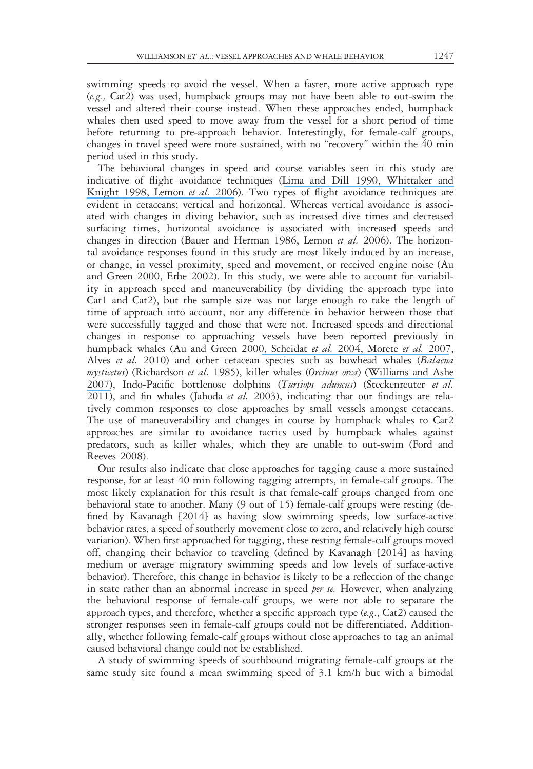swimming speeds to avoid the vessel. When a faster, more active approach type (*e.g.,* Cat2) was used, humpback groups may not have been able to out-swim the vessel and altered their course instead. When these approaches ended, humpback whales then used speed to move away from the vessel for a short period of time before returning to pre-approach behavior. Interestingly, for female-calf groups, changes in travel speed were more sustained, with no "recovery" within the 40 min period used in this study.

The behavioral changes in speed and course variables seen in this study are indicative of flight avoidance techniques (Lima and Dill 1990, Whittaker and Knight 1998, Lemon *et al.* 2006). Two types of flight avoidance techniques are evident in cetaceans; vertical and horizontal. Whereas vertical avoidance is associated with changes in diving behavior, such as increased dive times and decreased surfacing times, horizontal avoidance is associated with increased speeds and changes in direction (Bauer and Herman 1986, Lemon *et al.* 2006). The horizontal avoidance responses found in this study are most likely induced by an increase, or change, in vessel proximity, speed and movement, or received engine noise (Au and Green 2000, Erbe 2002). In this study, we were able to account for variability in approach speed and maneuverability (by dividing the approach type into Cat1 and Cat2), but the sample size was not large enough to take the length of time of approach into account, nor any difference in behavior between those that were successfully tagged and those that were not. Increased speeds and directional changes in response to approaching vessels have been reported previously in humpback whales (Au and Green 2000, Scheidat *et al.* 2004, Morete *et al.* 2007, Alves *et al.* 2010) and other cetacean species such as bowhead whales (*Balaena mysticetus*) (Richardson *et al.* 1985), killer whales (*Orcinus orca*) (Williams and Ashe 2007), Indo-Pacific bottlenose dolphins (*Tursiops aduncus*) (Steckenreuter *et al.* 2011), and fin whales (Jahoda *et al.* 2003), indicating that our findings are relatively common responses to close approaches by small vessels amongst cetaceans. The use of maneuverability and changes in course by humpback whales to Cat2 approaches are similar to avoidance tactics used by humpback whales against predators, such as killer whales, which they are unable to out-swim (Ford and Reeves 2008).

Our results also indicate that close approaches for tagging cause a more sustained response, for at least 40 min following tagging attempts, in female-calf groups. The most likely explanation for this result is that female-calf groups changed from one behavioral state to another. Many (9 out of 15) female-calf groups were resting (defined by Kavanagh [2014] as having slow swimming speeds, low surface-active behavior rates, a speed of southerly movement close to zero, and relatively high course variation). When first approached for tagging, these resting female-calf groups moved off, changing their behavior to traveling (defined by Kavanagh [2014] as having medium or average migratory swimming speeds and low levels of surface-active behavior). Therefore, this change in behavior is likely to be a reflection of the change in state rather than an abnormal increase in speed *per se.* However, when analyzing the behavioral response of female-calf groups, we were not able to separate the approach types, and therefore, whether a specific approach type (*e.g.*, Cat2) caused the stronger responses seen in female-calf groups could not be differentiated. Additionally, whether following female-calf groups without close approaches to tag an animal caused behavioral change could not be established.

A study of swimming speeds of southbound migrating female-calf groups at the same study site found a mean swimming speed of 3.1 km/h but with a bimodal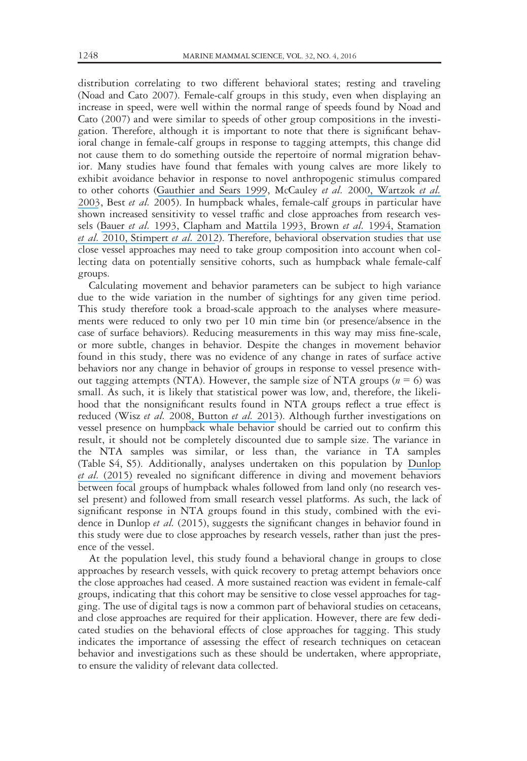distribution correlating to two different behavioral states; resting and traveling (Noad and Cato 2007). Female-calf groups in this study, even when displaying an increase in speed, were well within the normal range of speeds found by Noad and Cato (2007) and were similar to speeds of other group compositions in the investigation. Therefore, although it is important to note that there is significant behavioral change in female-calf groups in response to tagging attempts, this change did not cause them to do something outside the repertoire of normal migration behavior. Many studies have found that females with young calves are more likely to exhibit avoidance behavior in response to novel anthropogenic stimulus compared to other cohorts (Gauthier and Sears 1999, McCauley *et al.* 2000, Wartzok *et al.* 2003, Best *et al.* 2005). In humpback whales, female-calf groups in particular have shown increased sensitivity to vessel traffic and close approaches from research vessels (Bauer *et al.* 1993, Clapham and Mattila 1993, Brown *et al.* 1994, Stamation *et al.* 2010, Stimpert *et al.* 2012). Therefore, behavioral observation studies that use close vessel approaches may need to take group composition into account when collecting data on potentially sensitive cohorts, such as humpback whale female-calf groups.

Calculating movement and behavior parameters can be subject to high variance due to the wide variation in the number of sightings for any given time period. This study therefore took a broad-scale approach to the analyses where measurements were reduced to only two per 10 min time bin (or presence/absence in the case of surface behaviors). Reducing measurements in this way may miss fine-scale, or more subtle, changes in behavior. Despite the changes in movement behavior found in this study, there was no evidence of any change in rates of surface active behaviors nor any change in behavior of groups in response to vessel presence without tagging attempts (NTA). However, the sample size of NTA groups ($n = 6$) was small. As such, it is likely that statistical power was low, and, therefore, the likelihood that the nonsignificant results found in NTA groups reflect a true effect is reduced (Wisz *et al.* 2008, Button *et al.* 2013). Although further investigations on vessel presence on humpback whale behavior should be carried out to confirm this result, it should not be completely discounted due to sample size. The variance in the NTA samples was similar, or less than, the variance in TA samples (Table S4, S5). Additionally, analyses undertaken on this population by Dunlop *et al.* (2015) revealed no significant difference in diving and movement behaviors between focal groups of humpback whales followed from land only (no research vessel present) and followed from small research vessel platforms. As such, the lack of significant response in NTA groups found in this study, combined with the evidence in Dunlop *et al.* (2015), suggests the significant changes in behavior found in this study were due to close approaches by research vessels, rather than just the presence of the vessel.

At the population level, this study found a behavioral change in groups to close approaches by research vessels, with quick recovery to pretag attempt behaviors once the close approaches had ceased. A more sustained reaction was evident in female-calf groups, indicating that this cohort may be sensitive to close vessel approaches for tagging. The use of digital tags is now a common part of behavioral studies on cetaceans, and close approaches are required for their application. However, there are few dedicated studies on the behavioral effects of close approaches for tagging. This study indicates the importance of assessing the effect of research techniques on cetacean behavior and investigations such as these should be undertaken, where appropriate, to ensure the validity of relevant data collected.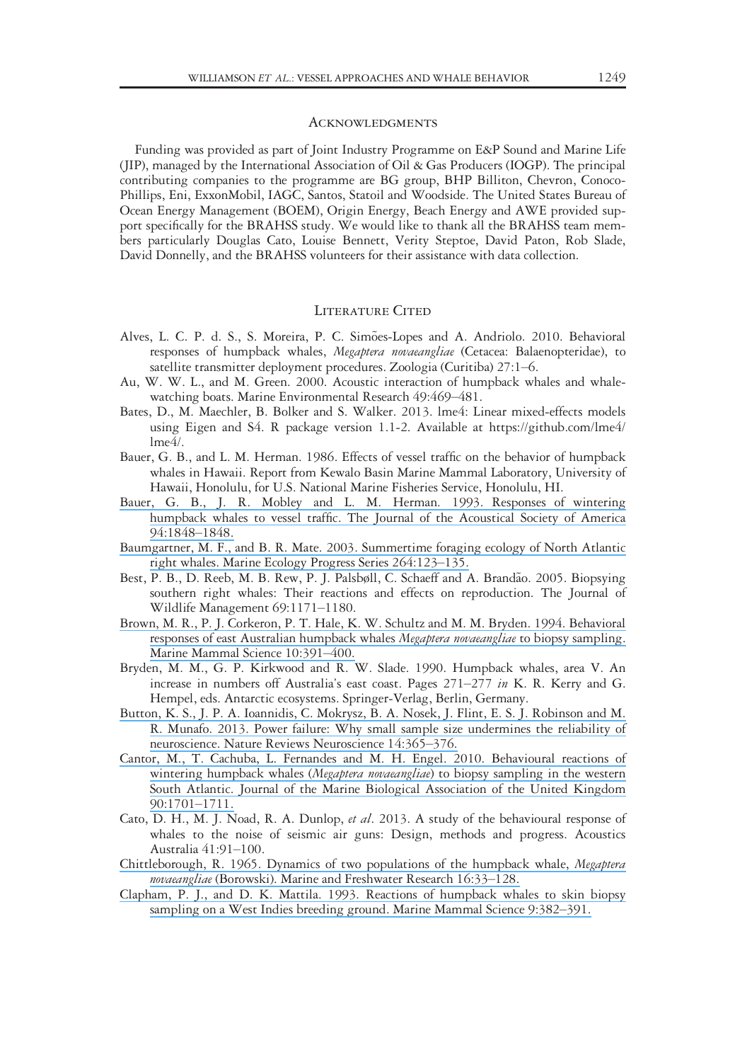## Acknowledgments

Funding was provided as part of Joint Industry Programme on E&P Sound and Marine Life (JIP), managed by the International Association of Oil & Gas Producers (IOGP). The principal contributing companies to the programme are BG group, BHP Billiton, Chevron, ConocoPhillips, Eni, ExxonMobil, IAGC, Santos, Statoil and Woodside. The United States Bureau of Ocean Energy Management (BOEM), Origin Energy, Beach Energy and AWE provided support specifically for the BRAHSS study. We would like to thank all the BRAHSS team members particularly Douglas Cato, Louise Bennett, Verity Steptoe, David Paton, Rob Slade, David Donnelly, and the BRAHSS volunteers for their assistance with data collection.

## Literature Cited

Alves, L. C. P. d. S., S. Moreira, P. C. Simões-Lopes and A. Andriolo. 2010. Behavioral responses of humpback whales, *Megaptera novaeangliae* (Cetacea: Balaenopteridae), to satellite transmitter deployment procedures. Zoologia (Curitiba) 27:1–6.

Au, W. W. L., and M. Green. 2000. Acoustic interaction of humpback whales and whale-watching boats. Marine Environmental Research 49:469–481.

Bates, D., M. Maechler, B. Bolker and S. Walker. 2013. lme4: Linear mixed-effects models using Eigen and S4. R package version 1.1-2. Available at https://github.com/lme4/lme4/.

Bauer, G. B., and L. M. Herman. 1986. Effects of vessel traffic on the behavior of humpback whales in Hawaii. Report from Kewalo Basin Marine Mammal Laboratory, University of Hawaii, Honolulu, for U.S. National Marine Fisheries Service, Honolulu, HI.

Bauer, G. B., J. R. Mobley and L. M. Herman. 1993. Responses of wintering humpback whales to vessel traffic. The Journal of the Acoustical Society of America 94:1848–1848.

Baumgartner, M. F., and B. R. Mate. 2003. Summertime foraging ecology of North Atlantic right whales. Marine Ecology Progress Series 264:123–135.

Best, P. B., D. Reeb, M. B. Rew, P. J. Palsbøll, C. Schaeff and A. Brandão. 2005. Biopsying southern right whales: Their reactions and effects on reproduction. The Journal of Wildlife Management 69:1171–1180.

Brown, M. R., P. J. Corkeron, P. T. Hale, K. W. Schultz and M. M. Bryden. 1994. Behavioral responses of east Australian humpback whales *Megaptera novaeangliae* to biopsy sampling. Marine Mammal Science 10:391–400.

Bryden, M. M., G. P. Kirkwood and R. W. Slade. 1990. Humpback whales, area V. An increase in numbers off Australia's east coast. Pages 271–277 *in* K. R. Kerry and G. Hempel, eds. Antarctic ecosystems. Springer-Verlag, Berlin, Germany.

Button, K. S., J. P. A. Ioannidis, C. Mokrysz, B. A. Nosek, J. Flint, E. S. J. Robinson and M. R. Munafo. 2013. Power failure: Why small sample size undermines the reliability of neuroscience. Nature Reviews Neuroscience 14:365–376.

Cantor, M., T. Cachuba, L. Fernandes and M. H. Engel. 2010. Behavioural reactions of wintering humpback whales (*Megaptera novaeangliae*) to biopsy sampling in the western South Atlantic. Journal of the Marine Biological Association of the United Kingdom 90:1701–1711.

Cato, D. H., M. J. Noad, R. A. Dunlop, *et al*. 2013. A study of the behavioural response of whales to the noise of seismic air guns: Design, methods and progress. Acoustics Australia 41:91–100.

Chittleborough, R. 1965. Dynamics of two populations of the humpback whale, *Megaptera novaeangliae* (Borowski). Marine and Freshwater Research 16:33–128.

Clapham, P. J., and D. K. Mattila. 1993. Reactions of humpback whales to skin biopsy sampling on a West Indies breeding ground. Marine Mammal Science 9:382–391.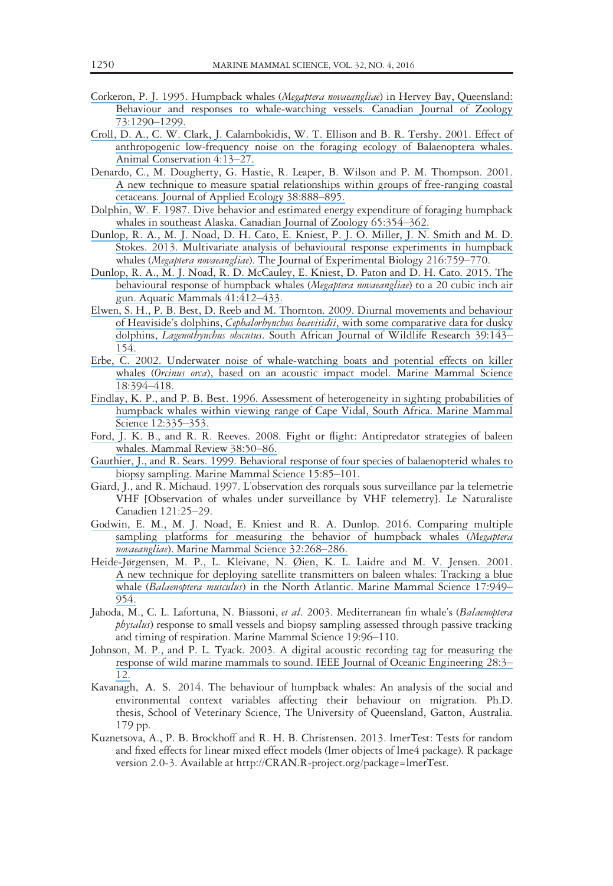Corkeron, P. J. 1995. Humpback whales (*Megaptera novaeangliae*) in Hervey Bay, Queensland: Behaviour and responses to whale-watching vessels. Canadian Journal of Zoology 73:1290–1299.

Croll, D. A., C. W. Clark, J. Calambokidis, W. T. Ellison and B. R. Tershy. 2001. Effect of anthropogenic low-frequency noise on the foraging ecology of Balaenoptera whales. Animal Conservation 4:13–27.

Denardo, C., M. Dougherty, G. Hastie, R. Leaper, B. Wilson and P. M. Thompson. 2001. A new technique to measure spatial relationships within groups of free-ranging coastal cetaceans. Journal of Applied Ecology 38:888–895.

Dolphin, W. F. 1987. Dive behavior and estimated energy expenditure of foraging humpback whales in southeast Alaska. Canadian Journal of Zoology 65:354–362.

Dunlop, R. A., M. J. Noad, D. H. Cato, E. Kniest, P. J. O. Miller, J. N. Smith and M. D. Stokes. 2013. Multivariate analysis of behavioural response experiments in humpback whales (*Megaptera novaeangliae*). The Journal of Experimental Biology 216:759–770.

Dunlop, R. A., M. J. Noad, R. D. McCauley, E. Kniest, D. Paton and D. H. Cato. 2015. The behavioural response of humpback whales (*Megaptera novaeangliae*) to a 20 cubic inch air gun. Aquatic Mammals 41:412–433.

Elwen, S. H., P. B. Best, D. Reeb and M. Thornton. 2009. Diurnal movements and behaviour of Heaviside's dolphins, *Cephalorhynchus heavisidii*, with some comparative data for dusky dolphins, *Lagenorhynchus obscurus*. South African Journal of Wildlife Research 39:143–154.

Erbe, C. 2002. Underwater noise of whale-watching boats and potential effects on killer whales (*Orcinus orca*), based on an acoustic impact model. Marine Mammal Science 18:394–418.

Findlay, K. P., and P. B. Best. 1996. Assessment of heterogeneity in sighting probabilities of humpback whales within viewing range of Cape Vidal, South Africa. Marine Mammal Science 12:335–353.

Ford, J. K. B., and R. R. Reeves. 2008. Fight or flight: Antipredator strategies of baleen whales. Mammal Review 38:50–86.

Gauthier, J., and R. Sears. 1999. Behavioral response of four species of balaenopterid whales to biopsy sampling. Marine Mammal Science 15:85–101.

Giard, J., and R. Michaud. 1997. L'observation des rorquals sous surveillance par la telemetrie VHF [Observation of whales under surveillance by VHF telemetry]. Le Naturaliste Canadien 121:25–29.

Godwin, E. M., M. J. Noad, E. Kniest and R. A. Dunlop. 2016. Comparing multiple sampling platforms for measuring the behavior of humpback whales (*Megaptera novaeangliae*). Marine Mammal Science 32:268–286.

Heide-Jørgensen, M. P., L. Kleivane, N. Øien, K. L. Laidre and M. V. Jensen. 2001. A new technique for deploying satellite transmitters on baleen whales: Tracking a blue whale (*Balaenoptera musculus*) in the North Atlantic. Marine Mammal Science 17:949–954.

Jahoda, M., C. L. Lafortuna, N. Biassoni, *et al*. 2003. Mediterranean fin whale's (*Balaenoptera physalus*) response to small vessels and biopsy sampling assessed through passive tracking and timing of respiration. Marine Mammal Science 19:96–110.

Johnson, M. P., and P. L. Tyack. 2003. A digital acoustic recording tag for measuring the response of wild marine mammals to sound. IEEE Journal of Oceanic Engineering 28:3–12.

Kavanagh, A. S. 2014. The behaviour of humpback whales: An analysis of the social and environmental context variables affecting their behaviour on migration. Ph.D. thesis, School of Veterinary Science, The University of Queensland, Gatton, Australia. 179 pp.

Kuznetsova, A., P. B. Brockhoff and R. H. B. Christensen. 2013. lmerTest: Tests for random and fixed effects for linear mixed effect models (lmer objects of lme4 package). R package version 2.0-3. Available at http://CRAN.R-project.org/package=lmerTest.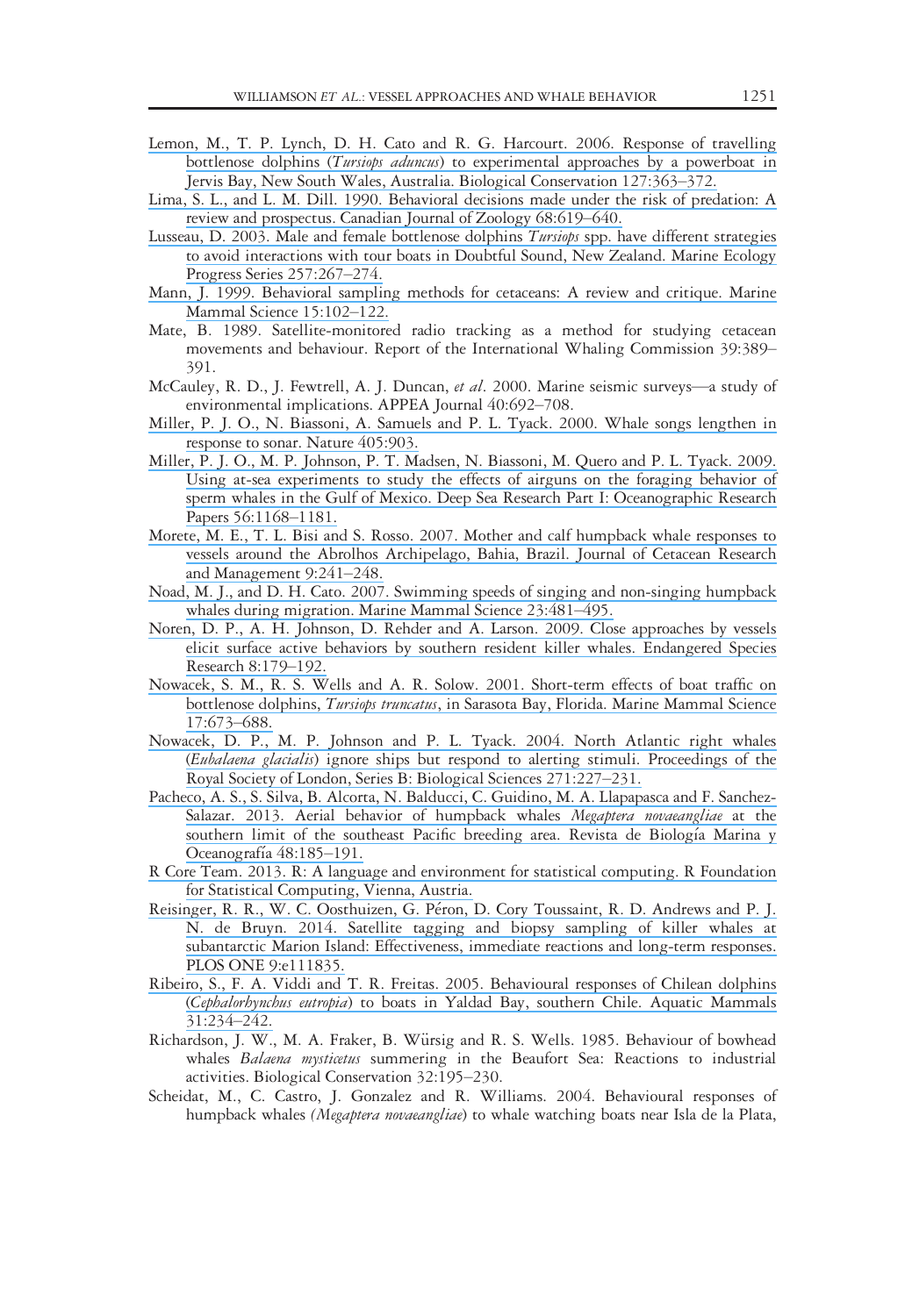Lemon, M., T. P. Lynch, D. H. Cato and R. G. Harcourt. 2006. Response of travelling bottlenose dolphins (*Tursiops aduncus*) to experimental approaches by a powerboat in Jervis Bay, New South Wales, Australia. Biological Conservation 127:363–372.

Lima, S. L., and L. M. Dill. 1990. Behavioral decisions made under the risk of predation: A review and prospectus. Canadian Journal of Zoology 68:619–640.

Lusseau, D. 2003. Male and female bottlenose dolphins *Tursiops* spp. have different strategies to avoid interactions with tour boats in Doubtful Sound, New Zealand. Marine Ecology Progress Series 257:267–274.

Mann, J. 1999. Behavioral sampling methods for cetaceans: A review and critique. Marine Mammal Science 15:102–122.

Mate, B. 1989. Satellite-monitored radio tracking as a method for studying cetacean movements and behaviour. Report of the International Whaling Commission 39:389–391.

McCauley, R. D., J. Fewtrell, A. J. Duncan, *et al*. 2000. Marine seismic surveys—a study of environmental implications. APPEA Journal 40:692–708.

Miller, P. J. O., N. Biassoni, A. Samuels and P. L. Tyack. 2000. Whale songs lengthen in response to sonar. Nature 405:903.

Miller, P. J. O., M. P. Johnson, P. T. Madsen, N. Biassoni, M. Quero and P. L. Tyack. 2009. Using at-sea experiments to study the effects of airguns on the foraging behavior of sperm whales in the Gulf of Mexico. Deep Sea Research Part I: Oceanographic Research Papers 56:1168–1181.

Morete, M. E., T. L. Bisi and S. Rosso. 2007. Mother and calf humpback whale responses to vessels around the Abrolhos Archipelago, Bahia, Brazil. Journal of Cetacean Research and Management 9:241–248.

Noad, M. J., and D. H. Cato. 2007. Swimming speeds of singing and non-singing humpback whales during migration. Marine Mammal Science 23:481–495.

Noren, D. P., A. H. Johnson, D. Rehder and A. Larson. 2009. Close approaches by vessels elicit surface active behaviors by southern resident killer whales. Endangered Species Research 8:179–192.

Nowacek, S. M., R. S. Wells and A. R. Solow. 2001. Short-term effects of boat traffic on bottlenose dolphins, *Tursiops truncatus*, in Sarasota Bay, Florida. Marine Mammal Science 17:673–688.

Nowacek, D. P., M. P. Johnson and P. L. Tyack. 2004. North Atlantic right whales (*Eubalaena glacialis*) ignore ships but respond to alerting stimuli. Proceedings of the Royal Society of London, Series B: Biological Sciences 271:227–231.

Pacheco, A. S., S. Silva, B. Alcorta, N. Balducci, C. Guidino, M. A. Llapapasca and F. Sanchez-Salazar. 2013. Aerial behavior of humpback whales *Megaptera novaeangliae* at the southern limit of the southeast Pacific breeding area. Revista de Biología Marina y Oceanografía 48:185–191.

R Core Team. 2013. R: A language and environment for statistical computing. R Foundation for Statistical Computing, Vienna, Austria.

Reisinger, R. R., W. C. Oosthuizen, G. Péron, D. Cory Toussaint, R. D. Andrews and P. J. N. de Bruyn. 2014. Satellite tagging and biopsy sampling of killer whales at subantarctic Marion Island: Effectiveness, immediate reactions and long-term responses. PLOS ONE 9:e111835.

Ribeiro, S., F. A. Viddi and T. R. Freitas. 2005. Behavioural responses of Chilean dolphins (*Cephalorhynchus eutropia*) to boats in Yaldad Bay, southern Chile. Aquatic Mammals 31:234–242.

Richardson, J. W., M. A. Fraker, B. Würsig and R. S. Wells. 1985. Behaviour of bowhead whales *Balaena mysticetus* summering in the Beaufort Sea: Reactions to industrial activities. Biological Conservation 32:195–230.

Scheidat, M., C. Castro, J. Gonzalez and R. Williams. 2004. Behavioural responses of humpback whales *(Megaptera novaeangliae*) to whale watching boats near Isla de la Plata,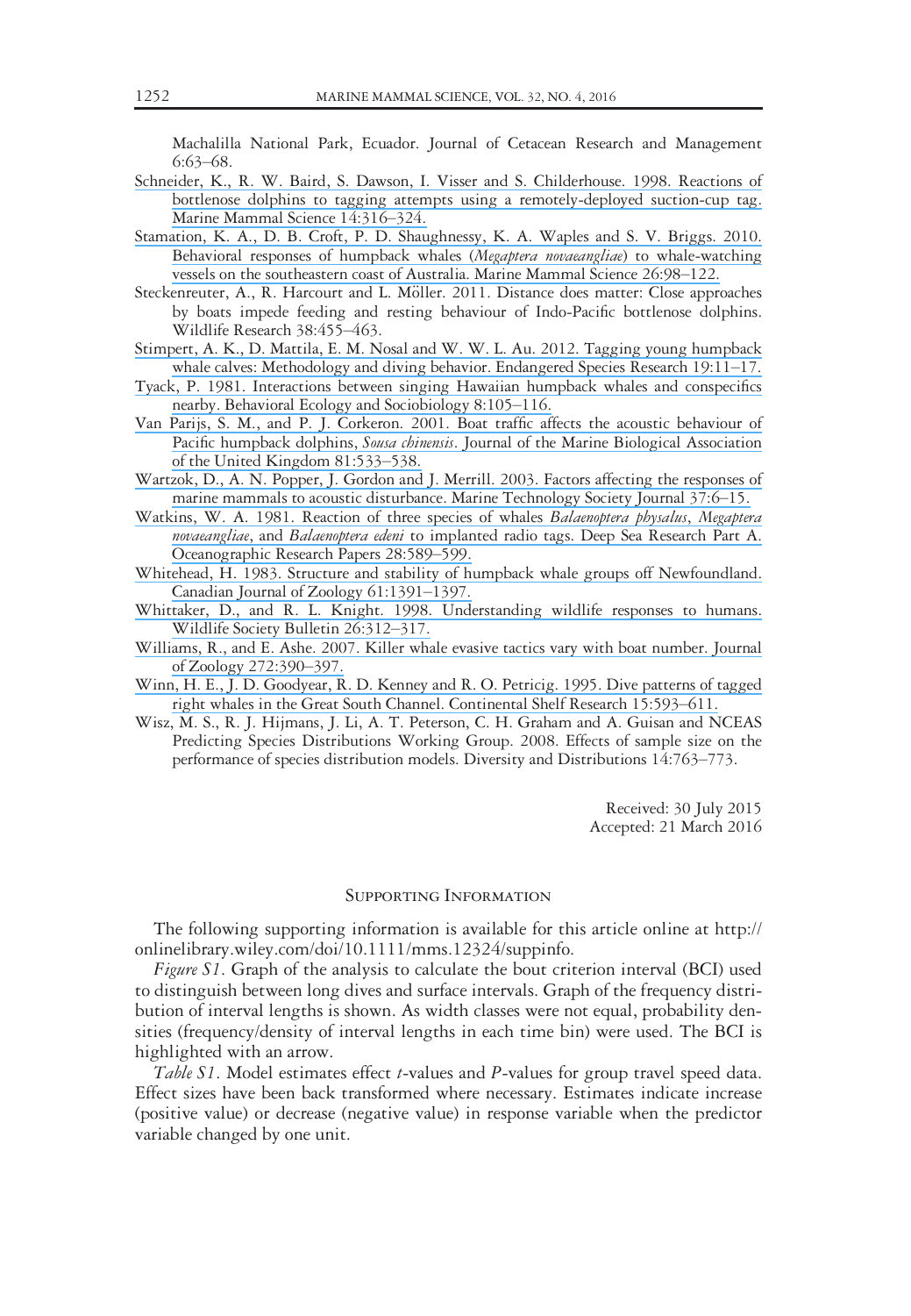Machalilla National Park, Ecuador. Journal of Cetacean Research and Management 6:63–68.

Schneider, K., R. W. Baird, S. Dawson, I. Visser and S. Childerhouse. 1998. Reactions of bottlenose dolphins to tagging attempts using a remotely-deployed suction-cup tag. Marine Mammal Science 14:316–324.

Stamation, K. A., D. B. Croft, P. D. Shaughnessy, K. A. Waples and S. V. Briggs. 2010. Behavioral responses of humpback whales (*Megaptera novaeangliae*) to whale-watching vessels on the southeastern coast of Australia. Marine Mammal Science 26:98–122.

Steckenreuter, A., R. Harcourt and L. Möller. 2011. Distance does matter: Close approaches by boats impede feeding and resting behaviour of Indo-Pacific bottlenose dolphins. Wildlife Research 38:455–463.

Stimpert, A. K., D. Mattila, E. M. Nosal and W. W. L. Au. 2012. Tagging young humpback whale calves: Methodology and diving behavior. Endangered Species Research 19:11–17.

Tyack, P. 1981. Interactions between singing Hawaiian humpback whales and conspecifics nearby. Behavioral Ecology and Sociobiology 8:105–116.

Van Parijs, S. M., and P. J. Corkeron. 2001. Boat traffic affects the acoustic behaviour of Pacific humpback dolphins, *Sousa chinensis*. Journal of the Marine Biological Association of the United Kingdom 81:533–538.

Wartzok, D., A. N. Popper, J. Gordon and J. Merrill. 2003. Factors affecting the responses of marine mammals to acoustic disturbance. Marine Technology Society Journal 37:6–15.

Watkins, W. A. 1981. Reaction of three species of whales *Balaenoptera physalus*, *Megaptera novaeangliae*, and *Balaenoptera edeni* to implanted radio tags. Deep Sea Research Part A. Oceanographic Research Papers 28:589–599.

Whitehead, H. 1983. Structure and stability of humpback whale groups off Newfoundland. Canadian Journal of Zoology 61:1391–1397.

Whittaker, D., and R. L. Knight. 1998. Understanding wildlife responses to humans. Wildlife Society Bulletin 26:312–317.

Williams, R., and E. Ashe. 2007. Killer whale evasive tactics vary with boat number. Journal of Zoology 272:390–397.

Winn, H. E., J. D. Goodyear, R. D. Kenney and R. O. Petricig. 1995. Dive patterns of tagged right whales in the Great South Channel. Continental Shelf Research 15:593–611.

Wisz, M. S., R. J. Hijmans, J. Li, A. T. Peterson, C. H. Graham and A. Guisan and NCEAS Predicting Species Distributions Working Group. 2008. Effects of sample size on the performance of species distribution models. Diversity and Distributions 14:763–773.

Received: 30 July 2015
Accepted: 21 March 2016

## Supporting Information

The following supporting information is available for this article online at http://onlinelibrary.wiley.com/doi/10.1111/mms.12324/suppinfo.

*Figure S1*. Graph of the analysis to calculate the bout criterion interval (BCI) used to distinguish between long dives and surface intervals. Graph of the frequency distribution of interval lengths is shown. As width classes were not equal, probability densities (frequency/density of interval lengths in each time bin) were used. The BCI is highlighted with an arrow.

*Table S1*. Model estimates effect $t$-values and $P$-values for group travel speed data. Effect sizes have been back transformed where necessary. Estimates indicate increase (positive value) or decrease (negative value) in response variable when the predictor variable changed by one unit.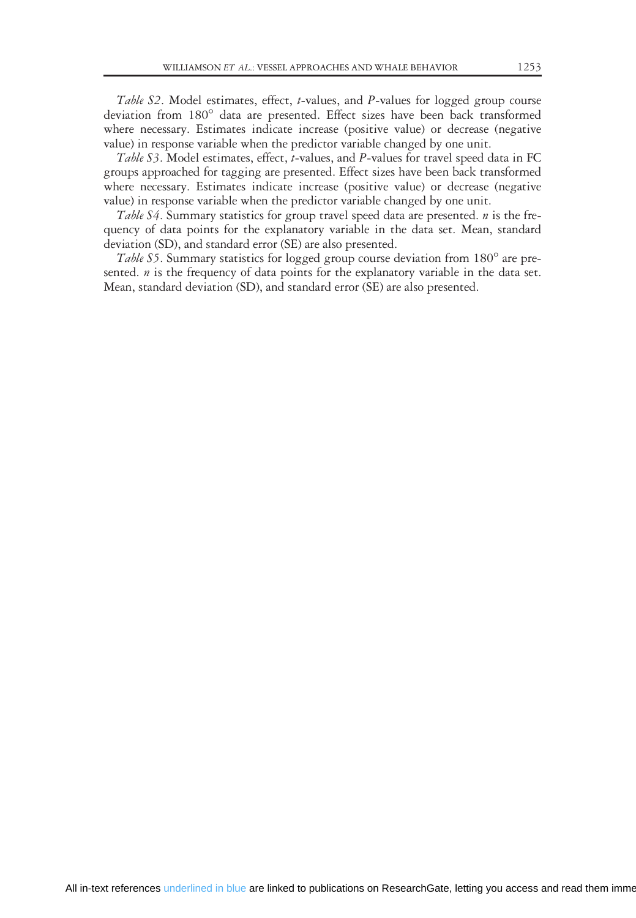*Table S2*. Model estimates, effect, *t*-values, and *P*-values for logged group course deviation from 180° data are presented. Effect sizes have been back transformed where necessary. Estimates indicate increase (positive value) or decrease (negative value) in response variable when the predictor variable changed by one unit.

*Table S3*. Model estimates, effect, *t*-values, and *P*-values for travel speed data in FC groups approached for tagging are presented. Effect sizes have been back transformed where necessary. Estimates indicate increase (positive value) or decrease (negative value) in response variable when the predictor variable changed by one unit.

*Table S4*. Summary statistics for group travel speed data are presented. *n* is the frequency of data points for the explanatory variable in the data set. Mean, standard deviation (SD), and standard error (SE) are also presented.

*Table S5*. Summary statistics for logged group course deviation from 180° are presented. *n* is the frequency of data points for the explanatory variable in the data set. Mean, standard deviation (SD), and standard error (SE) are also presented.